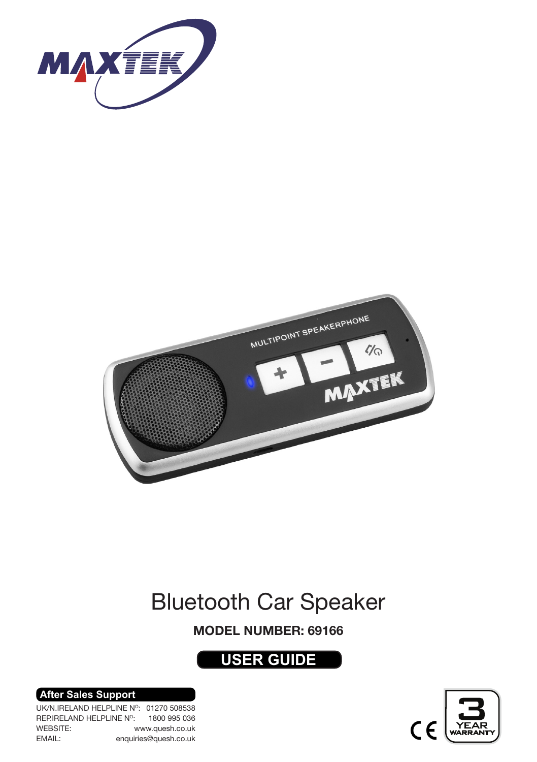# Bluetooth Car Speaker

**MODEL NUMBER: 69166**

**USER GUIDE**

**After Sales Support**

| | |
|---|---|
| UK/N.IRELAND HELPLINE Nº: | 01270 508538 |
| REP.IRELAND HELPLINE Nº: | 1800 995 036 |
| WEBSITE: | www.quesh.co.uk |
| EMAIL: | enquiries@quesh.co.uk |

3 YEAR WARRANTY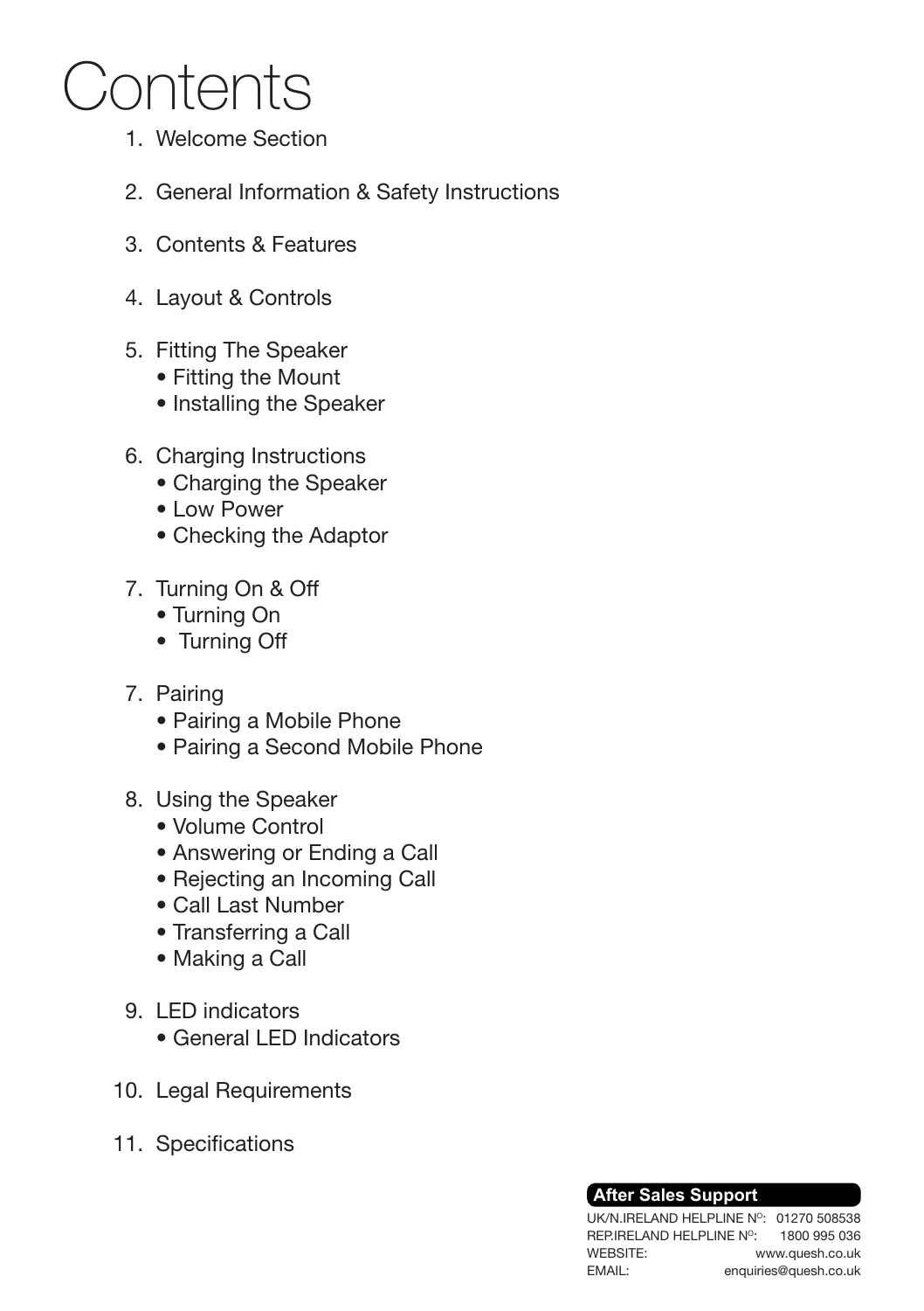# Contents

1. Welcome Section

2. General Information & Safety Instructions

3. Contents & Features

4. Layout & Controls

5. Fitting The Speaker
    - Fitting the Mount
    - Installing the Speaker

6. Charging Instructions
    - Charging the Speaker
    - Low Power
    - Checking the Adaptor

7. Turning On & Off
    - Turning On
    - Turning Off

7. Pairing
    - Pairing a Mobile Phone
    - Pairing a Second Mobile Phone

8. Using the Speaker
    - Volume Control
    - Answering or Ending a Call
    - Rejecting an Incoming Call
    - Call Last Number
    - Transferring a Call
    - Making a Call

9. LED indicators
    - General LED Indicators

10. Legal Requirements

11. Specifications

**After Sales Support**

UK/N.IRELAND HELPLINE Nº: 01270 508538
REP.IRELAND HELPLINE Nº: 1800 995 036
WEBSITE: www.quesh.co.uk
EMAIL: enquiries@quesh.co.uk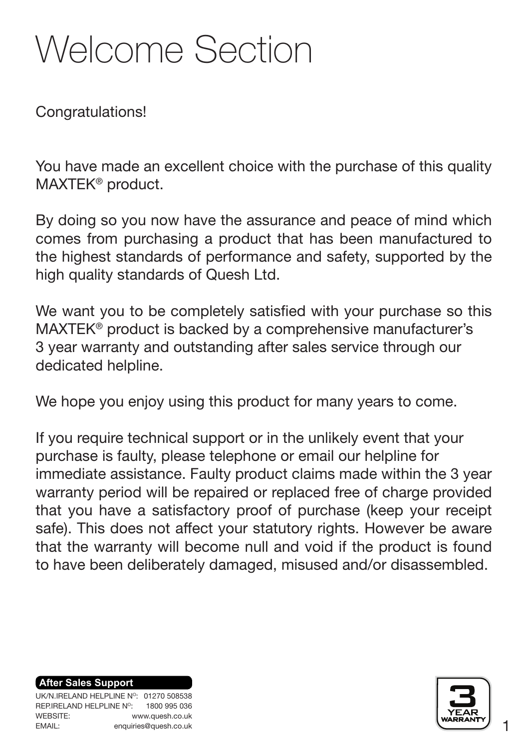# Welcome Section

Congratulations!

You have made an excellent choice with the purchase of this quality MAXTEK® product.

By doing so you now have the assurance and peace of mind which comes from purchasing a product that has been manufactured to the highest standards of performance and safety, supported by the high quality standards of Quesh Ltd.

We want you to be completely satisfied with your purchase so this MAXTEK® product is backed by a comprehensive manufacturer's 3 year warranty and outstanding after sales service through our dedicated helpline.

We hope you enjoy using this product for many years to come.

If you require technical support or in the unlikely event that your purchase is faulty, please telephone or email our helpline for immediate assistance. Faulty product claims made within the 3 year warranty period will be repaired or replaced free of charge provided that you have a satisfactory proof of purchase (keep your receipt safe). This does not affect your statutory rights. However be aware that the warranty will become null and void if the product is found to have been deliberately damaged, misused and/or disassembled.

**After Sales Support**

| | |
|---|---|
| UK/N.IRELAND HELPLINE Nº: | 01270 508538 |
| REP.IRELAND HELPLINE Nº: | 1800 995 036 |
| WEBSITE: | www.quesh.co.uk |
| EMAIL: | enquiries@quesh.co.uk |

3 YEAR WARRANTY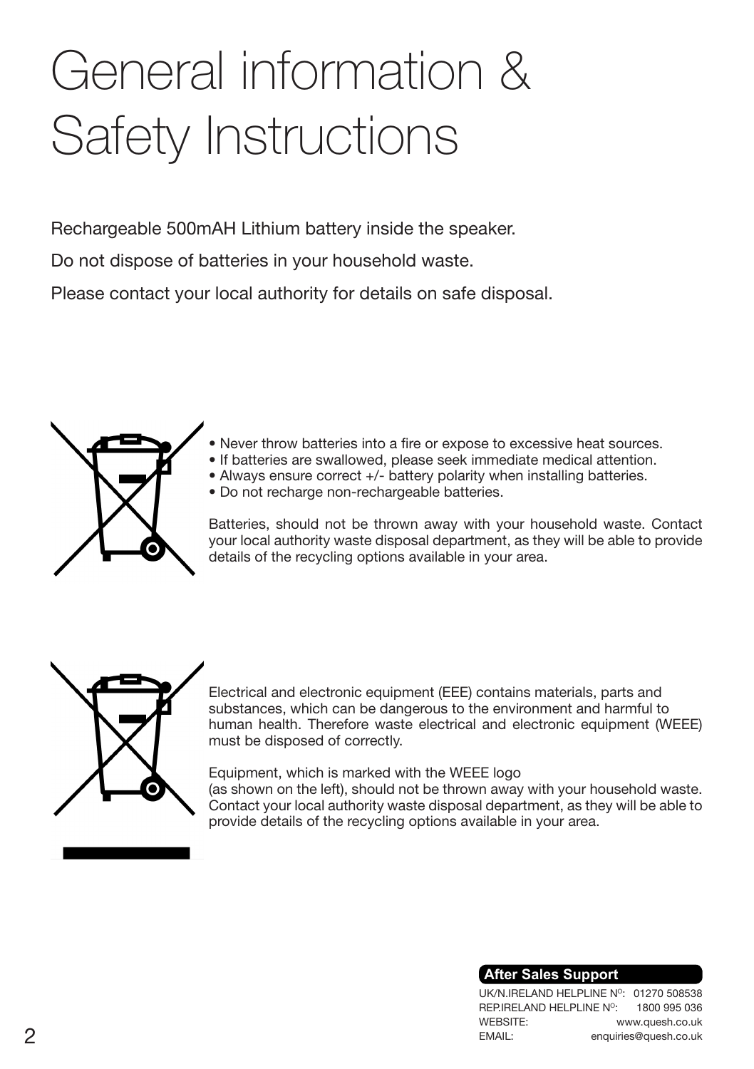# General information & Safety Instructions

Rechargeable 500mAH Lithium battery inside the speaker.

Do not dispose of batteries in your household waste.

Please contact your local authority for details on safe disposal.

- Never throw batteries into a fire or expose to excessive heat sources.
- If batteries are swallowed, please seek immediate medical attention.
- Always ensure correct +/- battery polarity when installing batteries.
- Do not recharge non-rechargeable batteries.

Batteries, should not be thrown away with your household waste. Contact your local authority waste disposal department, as they will be able to provide details of the recycling options available in your area.

Electrical and electronic equipment (EEE) contains materials, parts and substances, which can be dangerous to the environment and harmful to human health. Therefore waste electrical and electronic equipment (WEEE) must be disposed of correctly.

Equipment, which is marked with the WEEE logo (as shown on the left), should not be thrown away with your household waste. Contact your local authority waste disposal department, as they will be able to provide details of the recycling options available in your area.

**After Sales Support**

UK/N.IRELAND HELPLINE Nº: 01270 508538
REP.IRELAND HELPLINE Nº: 1800 995 036
WEBSITE: www.quesh.co.uk
EMAIL: enquiries@quesh.co.uk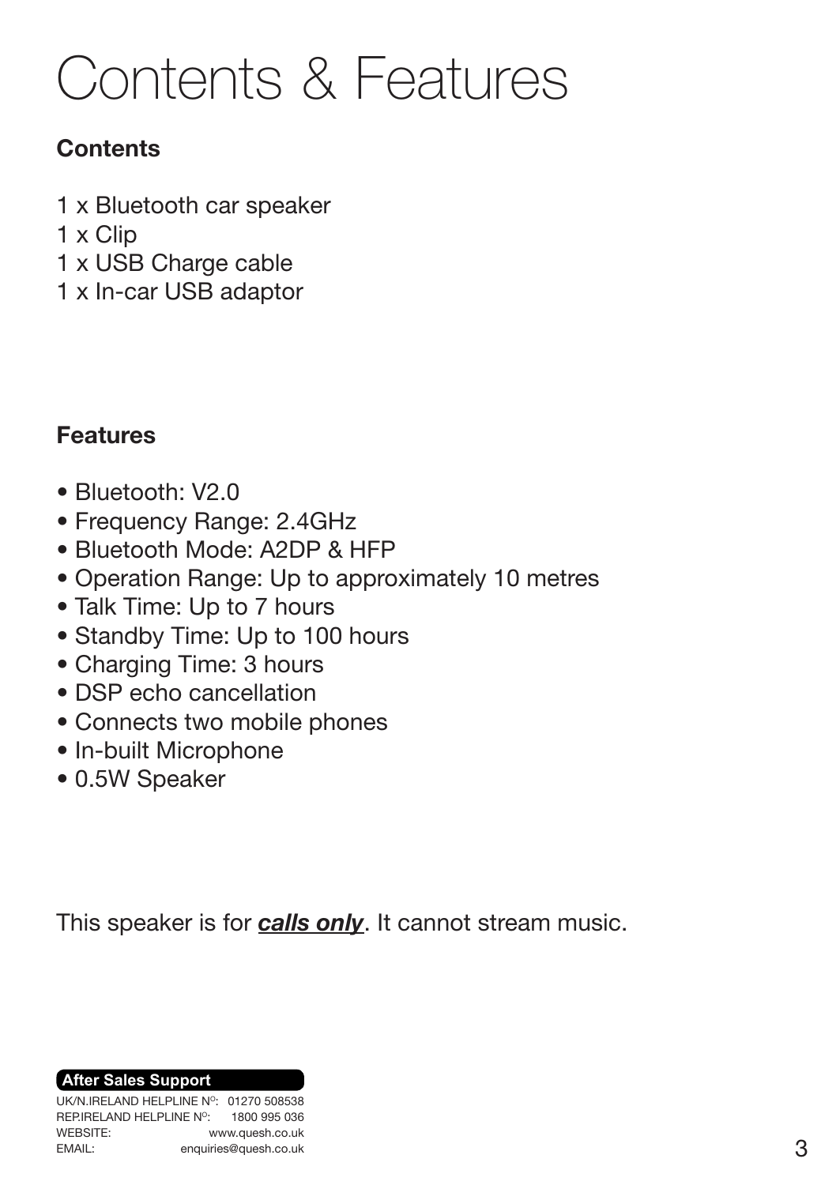# Contents & Features

## Contents

1 x Bluetooth car speaker
1 x Clip
1 x USB Charge cable
1 x In-car USB adaptor

## Features

- Bluetooth: V2.0
- Frequency Range: 2.4GHz
- Bluetooth Mode: A2DP & HFP
- Operation Range: Up to approximately 10 metres
- Talk Time: Up to 7 hours
- Standby Time: Up to 100 hours
- Charging Time: 3 hours
- DSP echo cancellation
- Connects two mobile phones
- In-built Microphone
- 0.5W Speaker

This speaker is for ***calls only***. It cannot stream music.

**After Sales Support**

UK/N.IRELAND HELPLINE Nº: 01270 508538
REP.IRELAND HELPLINE Nº: 1800 995 036
WEBSITE: www.quesh.co.uk
EMAIL: enquiries@quesh.co.uk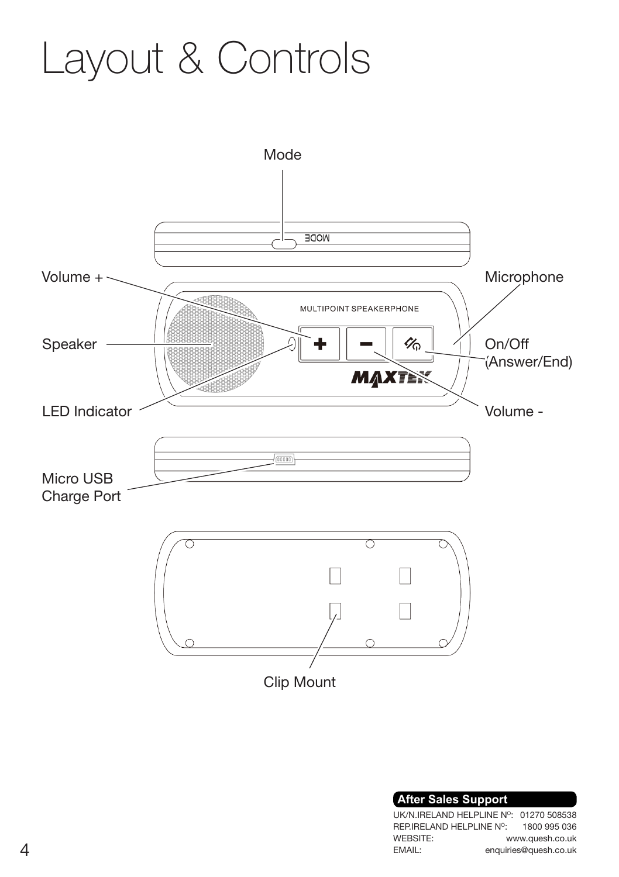# Layout & Controls

Mode

Volume +

Microphone

Speaker

On/Off (Answer/End)

LED Indicator

Volume -

Micro USB Charge Port

Clip Mount

**After Sales Support**

UK/N.IRELAND HELPLINE Nº: 01270 508538
REP.IRELAND HELPLINE Nº: 1800 995 036
WEBSITE: www.quesh.co.uk
EMAIL: enquiries@quesh.co.uk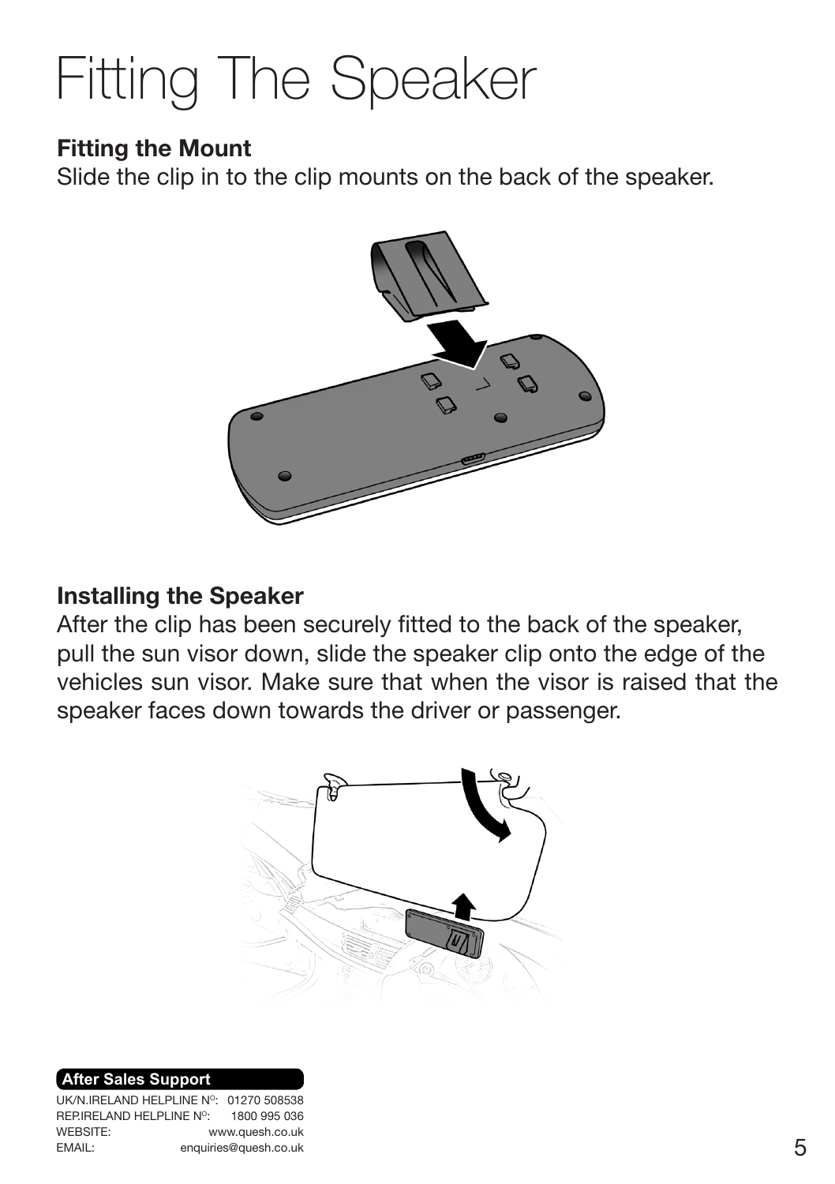# Fitting The Speaker

### Fitting the Mount

Slide the clip in to the clip mounts on the back of the speaker.

### Installing the Speaker

After the clip has been securely fitted to the back of the speaker, pull the sun visor down, slide the speaker clip onto the edge of the vehicles sun visor. Make sure that when the visor is raised that the speaker faces down towards the driver or passenger.

**After Sales Support**

UK/N.IRELAND HELPLINE Nº: 01270 508538
REP.IRELAND HELPLINE Nº: 1800 995 036
WEBSITE: www.quesh.co.uk
EMAIL: enquiries@quesh.co.uk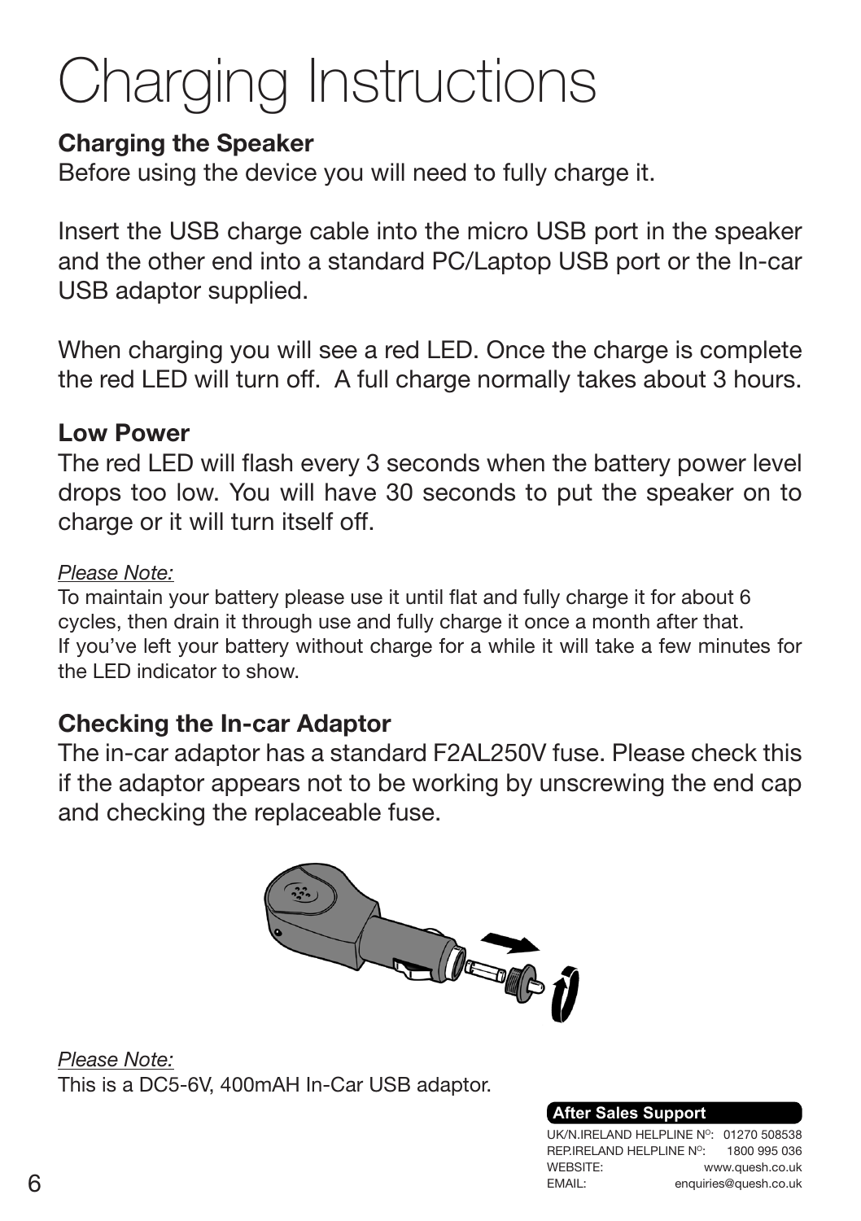# Charging Instructions

**Charging the Speaker**

Before using the device you will need to fully charge it.

Insert the USB charge cable into the micro USB port in the speaker and the other end into a standard PC/Laptop USB port or the In-car USB adaptor supplied.

When charging you will see a red LED. Once the charge is complete the red LED will turn off. A full charge normally takes about 3 hours.

**Low Power**

The red LED will flash every 3 seconds when the battery power level drops too low. You will have 30 seconds to put the speaker on to charge or it will turn itself off.

*Please Note:*
To maintain your battery please use it until flat and fully charge it for about 6 cycles, then drain it through use and fully charge it once a month after that.
If you've left your battery without charge for a while it will take a few minutes for the LED indicator to show.

**Checking the In-car Adaptor**

The in-car adaptor has a standard F2AL250V fuse. Please check this if the adaptor appears not to be working by unscrewing the end cap and checking the replaceable fuse.

*Please Note:*
This is a DC5-6V, 400mAH In-Car USB adaptor.

**After Sales Support**

UK/N.IRELAND HELPLINE Nº: 01270 508538
REP.IRELAND HELPLINE Nº: 1800 995 036
WEBSITE: www.quesh.co.uk
EMAIL: enquiries@quesh.co.uk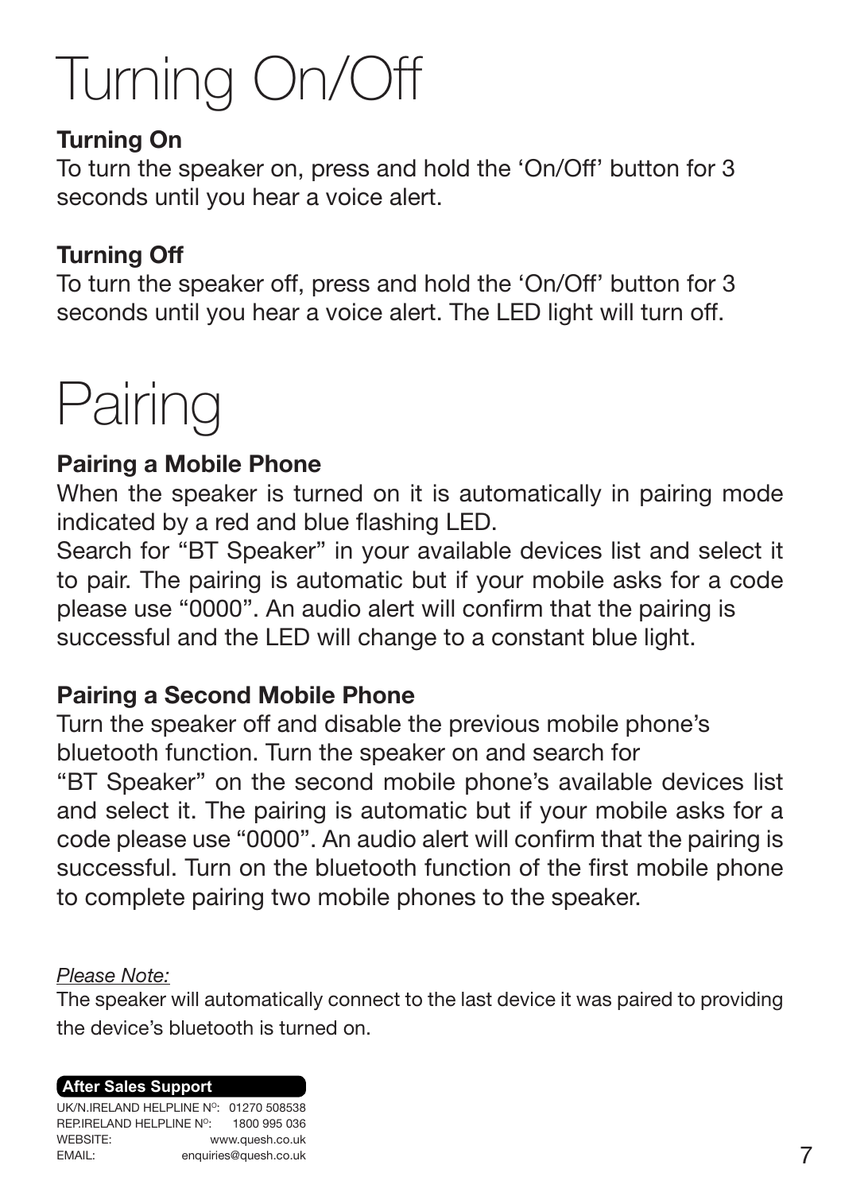# Turning On/Off

### Turning On

To turn the speaker on, press and hold the 'On/Off' button for 3 seconds until you hear a voice alert.

### Turning Off

To turn the speaker off, press and hold the 'On/Off' button for 3 seconds until you hear a voice alert. The LED light will turn off.

# Pairing

### Pairing a Mobile Phone

When the speaker is turned on it is automatically in pairing mode indicated by a red and blue flashing LED.

Search for "BT Speaker" in your available devices list and select it to pair. The pairing is automatic but if your mobile asks for a code please use "0000". An audio alert will confirm that the pairing is successful and the LED will change to a constant blue light.

### Pairing a Second Mobile Phone

Turn the speaker off and disable the previous mobile phone's bluetooth function. Turn the speaker on and search for "BT Speaker" on the second mobile phone's available devices list and select it. The pairing is automatic but if your mobile asks for a code please use "0000". An audio alert will confirm that the pairing is successful. Turn on the bluetooth function of the first mobile phone to complete pairing two mobile phones to the speaker.

*Please Note:*

The speaker will automatically connect to the last device it was paired to providing the device's bluetooth is turned on.

**After Sales Support**

UK/N.IRELAND HELPLINE Nº: 01270 508538
REP.IRELAND HELPLINE Nº: 1800 995 036
WEBSITE: www.quesh.co.uk
EMAIL: enquiries@quesh.co.uk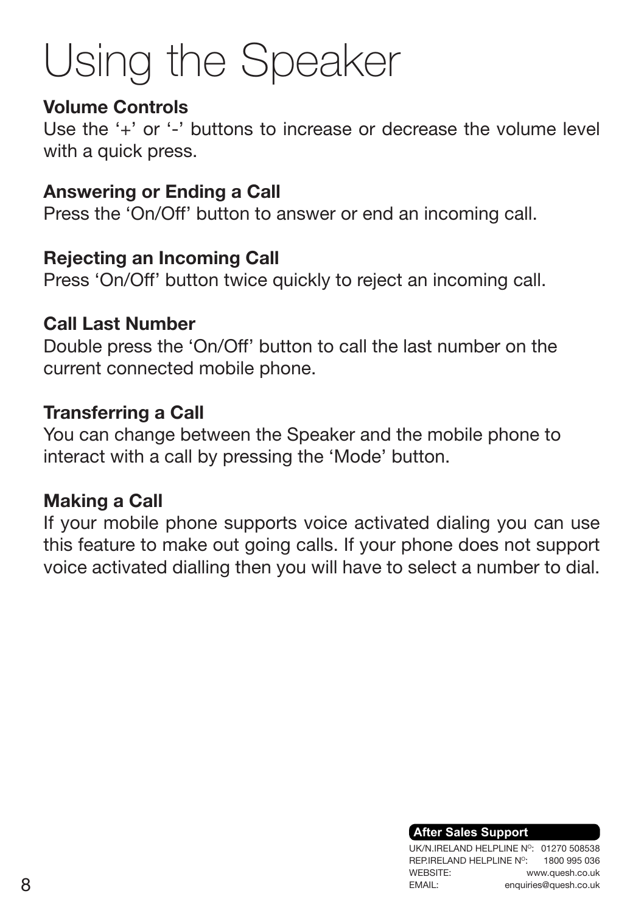# Using the Speaker

**Volume Controls**

Use the '+' or '-' buttons to increase or decrease the volume level with a quick press.

**Answering or Ending a Call**

Press the 'On/Off' button to answer or end an incoming call.

**Rejecting an Incoming Call**

Press 'On/Off' button twice quickly to reject an incoming call.

**Call Last Number**

Double press the 'On/Off' button to call the last number on the current connected mobile phone.

**Transferring a Call**

You can change between the Speaker and the mobile phone to interact with a call by pressing the 'Mode' button.

**Making a Call**

If your mobile phone supports voice activated dialing you can use this feature to make out going calls. If your phone does not support voice activated dialling then you will have to select a number to dial.

**After Sales Support**

UK/N.IRELAND HELPLINE Nº: 01270 508538
REP.IRELAND HELPLINE Nº: 1800 995 036
WEBSITE: www.quesh.co.uk
EMAIL: enquiries@quesh.co.uk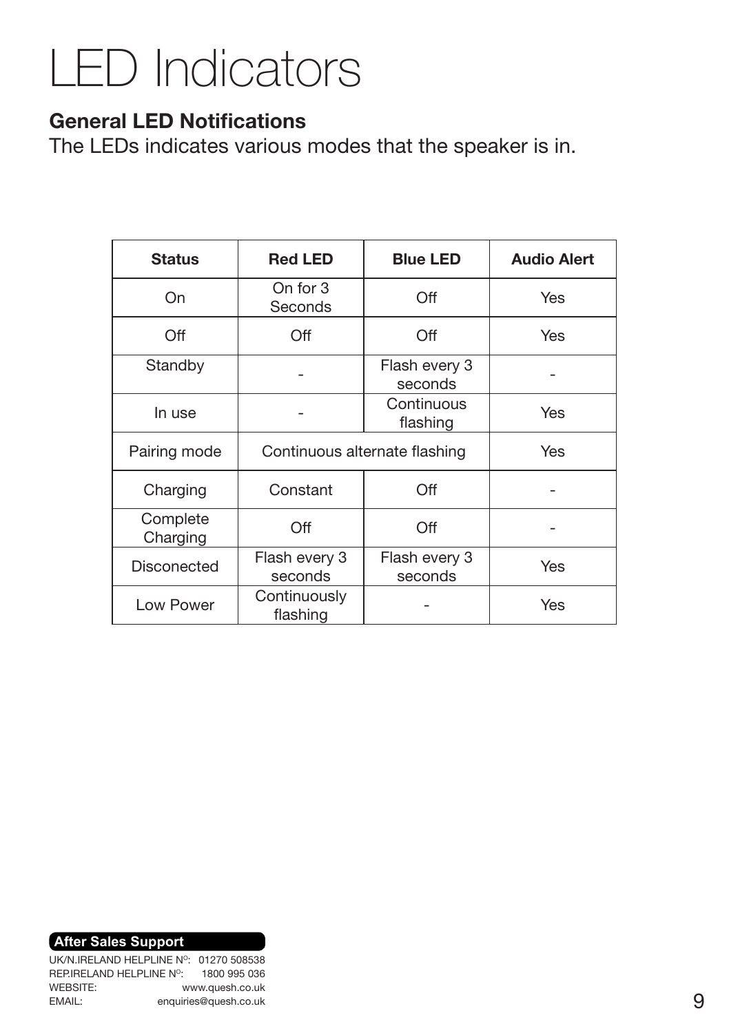# LED Indicators

## General LED Notifications

The LEDs indicates various modes that the speaker is in.

| Status | Red LED | Blue LED | Audio Alert |
|---|---|---|---|
| On | On for 3 Seconds | Off | Yes |
| Off | Off | Off | Yes |
| Standby | - | Flash every 3 seconds | - |
| In use | - | Continuous flashing | Yes |
| Pairing mode | Continuous alternate flashing | | Yes |
| Charging | Constant | Off | - |
| Complete Charging | Off | Off | - |
| Disconected | Flash every 3 seconds | Flash every 3 seconds | Yes |
| Low Power | Continuously flashing | - | Yes |

**After Sales Support**

UK/N.IRELAND HELPLINE Nº: 01270 508538
REP.IRELAND HELPLINE Nº: 1800 995 036
WEBSITE: www.quesh.co.uk
EMAIL: enquiries@quesh.co.uk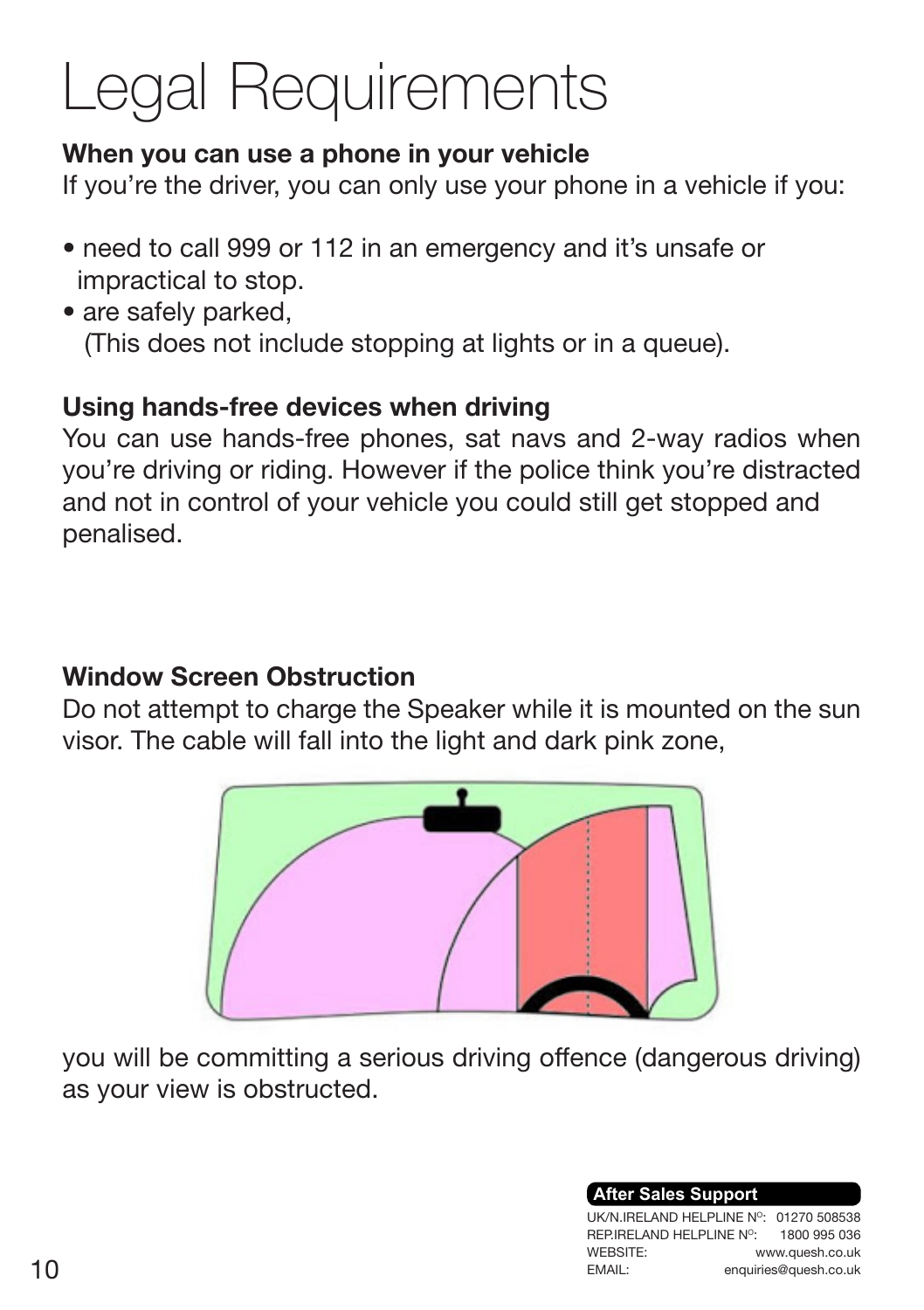# Legal Requirements

**When you can use a phone in your vehicle**

If you're the driver, you can only use your phone in a vehicle if you:

- need to call 999 or 112 in an emergency and it's unsafe or impractical to stop.
- are safely parked, (This does not include stopping at lights or in a queue).

**Using hands-free devices when driving**

You can use hands-free phones, sat navs and 2-way radios when you're driving or riding. However if the police think you're distracted and not in control of your vehicle you could still get stopped and penalised.

**Window Screen Obstruction**

Do not attempt to charge the Speaker while it is mounted on the sun visor. The cable will fall into the light and dark pink zone,

you will be committing a serious driving offence (dangerous driving) as your view is obstructed.

**After Sales Support**

UK/N.IRELAND HELPLINE Nº: 01270 508538
REP.IRELAND HELPLINE Nº: 1800 995 036
WEBSITE: www.quesh.co.uk
EMAIL: enquiries@quesh.co.uk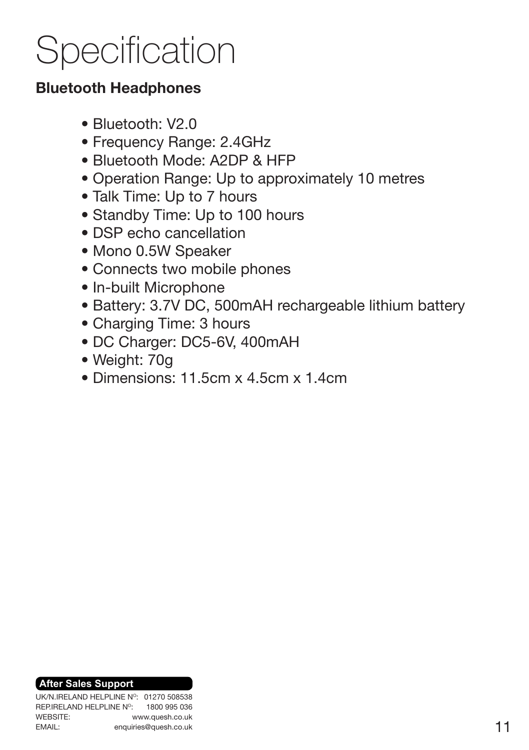# Specification

## Bluetooth Headphones

- Bluetooth: V2.0
- Frequency Range: 2.4GHz
- Bluetooth Mode: A2DP & HFP
- Operation Range: Up to approximately 10 metres
- Talk Time: Up to 7 hours
- Standby Time: Up to 100 hours
- DSP echo cancellation
- Mono 0.5W Speaker
- Connects two mobile phones
- In-built Microphone
- Battery: 3.7V DC, 500mAH rechargeable lithium battery
- Charging Time: 3 hours
- DC Charger: DC5-6V, 400mAH
- Weight: 70g
- Dimensions: 11.5cm x 4.5cm x 1.4cm

**After Sales Support**

UK/N.IRELAND HELPLINE Nº: 01270 508538
REP.IRELAND HELPLINE Nº: 1800 995 036
WEBSITE: www.quesh.co.uk
EMAIL: enquiries@quesh.co.uk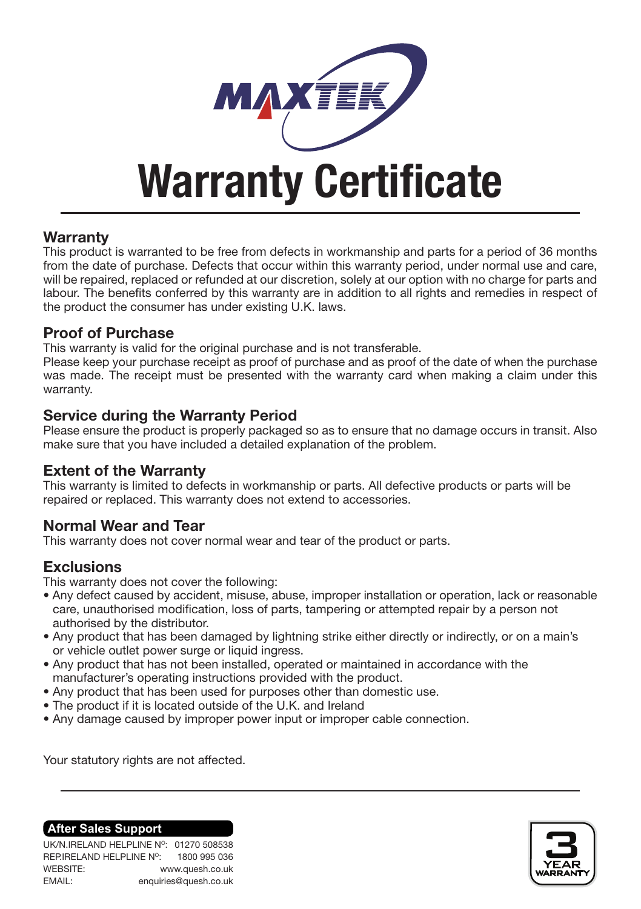MAXTEK

# Warranty Certificate

## Warranty

This product is warranted to be free from defects in workmanship and parts for a period of 36 months from the date of purchase. Defects that occur within this warranty period, under normal use and care, will be repaired, replaced or refunded at our discretion, solely at our option with no charge for parts and labour. The benefits conferred by this warranty are in addition to all rights and remedies in respect of the product the consumer has under existing U.K. laws.

## Proof of Purchase

This warranty is valid for the original purchase and is not transferable.
Please keep your purchase receipt as proof of purchase and as proof of the date of when the purchase was made. The receipt must be presented with the warranty card when making a claim under this warranty.

## Service during the Warranty Period

Please ensure the product is properly packaged so as to ensure that no damage occurs in transit. Also make sure that you have included a detailed explanation of the problem.

## Extent of the Warranty

This warranty is limited to defects in workmanship or parts. All defective products or parts will be repaired or replaced. This warranty does not extend to accessories.

## Normal Wear and Tear

This warranty does not cover normal wear and tear of the product or parts.

## Exclusions

This warranty does not cover the following:

- Any defect caused by accident, misuse, abuse, improper installation or operation, lack or reasonable care, unauthorised modification, loss of parts, tampering or attempted repair by a person not authorised by the distributor.
- Any product that has been damaged by lightning strike either directly or indirectly, or on a main's or vehicle outlet power surge or liquid ingress.
- Any product that has not been installed, operated or maintained in accordance with the manufacturer's operating instructions provided with the product.
- Any product that has been used for purposes other than domestic use.
- The product if it is located outside of the U.K. and Ireland
- Any damage caused by improper power input or improper cable connection.

Your statutory rights are not affected.

**After Sales Support**

| | |
|---|---|
| UK/N.IRELAND HELPLINE Nº: | 01270 508538 |
| REP.IRELAND HELPLINE Nº: | 1800 995 036 |
| WEBSITE: | www.quesh.co.uk |
| EMAIL: | enquiries@quesh.co.uk |

3 YEAR WARRANTY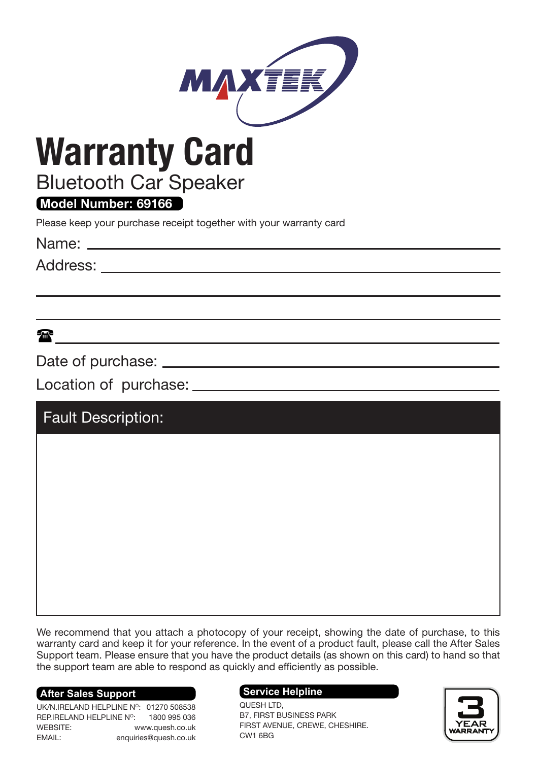MAXTEK

# Warranty Card

## Bluetooth Car Speaker

**Model Number: 69166**

Please keep your purchase receipt together with your warranty card

Name: ______________________________

Address: ______________________________

______________________________

______________________________

☎ ______________________________

Date of purchase: ______________________________

Location of purchase: ______________________________

**Fault Description:**

We recommend that you attach a photocopy of your receipt, showing the date of purchase, to this warranty card and keep it for your reference. In the event of a product fault, please call the After Sales Support team. Please ensure that you have the product details (as shown on this card) to hand so that the support team are able to respond as quickly and efficiently as possible.

**After Sales Support**

UK/N.IRELAND HELPLINE Nº: 01270 508538
REP.IRELAND HELPLINE Nº: 1800 995 036
WEBSITE: www.quesh.co.uk
EMAIL: enquiries@quesh.co.uk

**Service Helpline**

QUESH LTD,
B7, FIRST BUSINESS PARK
FIRST AVENUE, CREWE, CHESHIRE.
CW1 6BG

3 YEAR WARRANTY